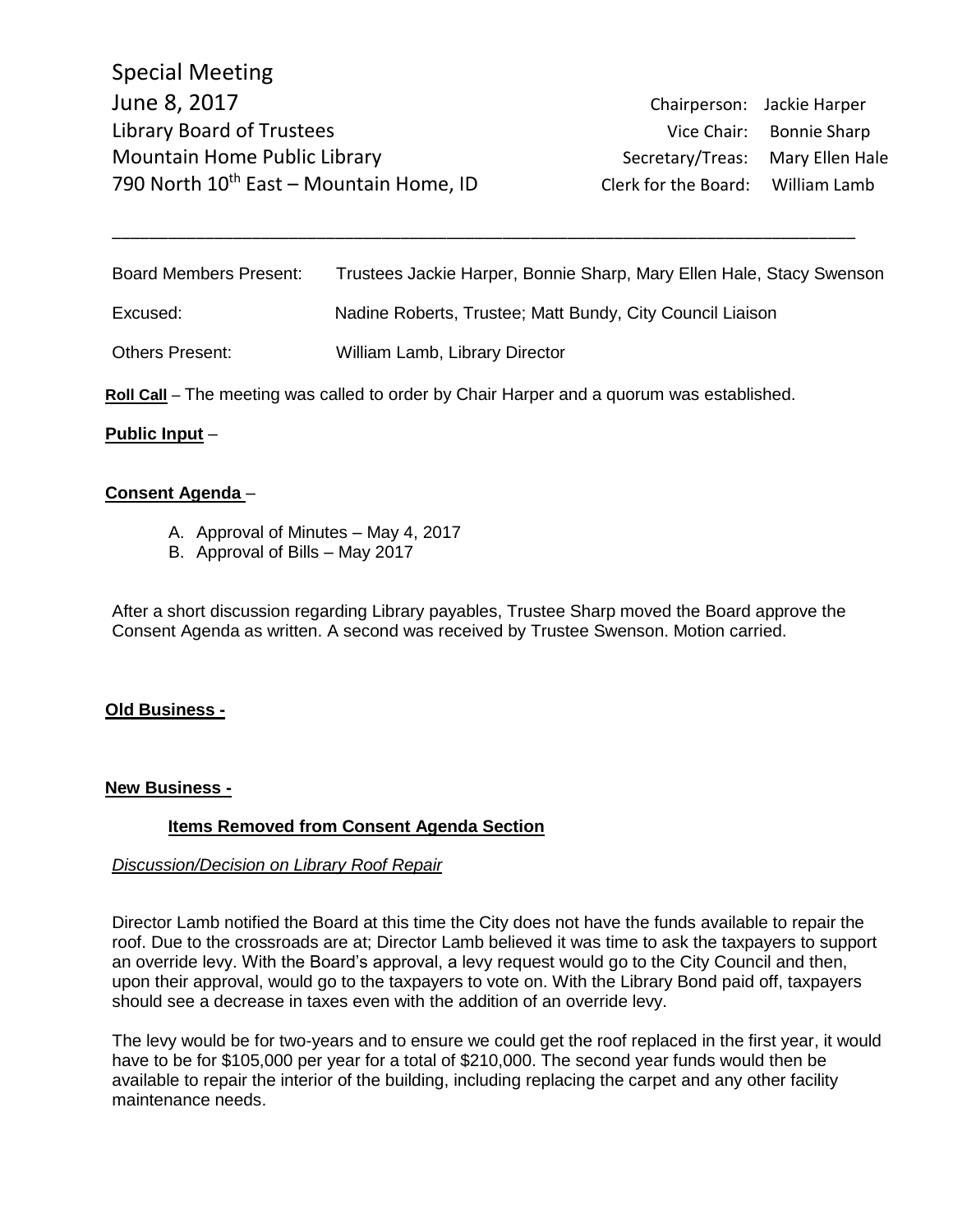# Special Meeting

June 8, 2017

Library Board of Trustees

Mountain Home Public Library

790 North 10th East – Mountain Home, ID

Chairperson: Jackie Harper
Vice Chair: Bonnie Sharp
Secretary/Treas: Mary Ellen Hale
Clerk for the Board: William Lamb

---

Board Members Present: Trustees Jackie Harper, Bonnie Sharp, Mary Ellen Hale, Stacy Swenson

Excused: Nadine Roberts, Trustee; Matt Bundy, City Council Liaison

Others Present: William Lamb, Library Director

**Roll Call** – The meeting was called to order by Chair Harper and a quorum was established.

**Public Input** –

**Consent Agenda** –

A. Approval of Minutes – May 4, 2017
B. Approval of Bills – May 2017

After a short discussion regarding Library payables, Trustee Sharp moved the Board approve the Consent Agenda as written. A second was received by Trustee Swenson. Motion carried.

**Old Business -**

**New Business -**

**Items Removed from Consent Agenda Section**

*Discussion/Decision on Library Roof Repair*

Director Lamb notified the Board at this time the City does not have the funds available to repair the roof. Due to the crossroads are at; Director Lamb believed it was time to ask the taxpayers to support an override levy. With the Board's approval, a levy request would go to the City Council and then, upon their approval, would go to the taxpayers to vote on. With the Library Bond paid off, taxpayers should see a decrease in taxes even with the addition of an override levy.

The levy would be for two-years and to ensure we could get the roof replaced in the first year, it would have to be for $105,000 per year for a total of $210,000. The second year funds would then be available to repair the interior of the building, including replacing the carpet and any other facility maintenance needs.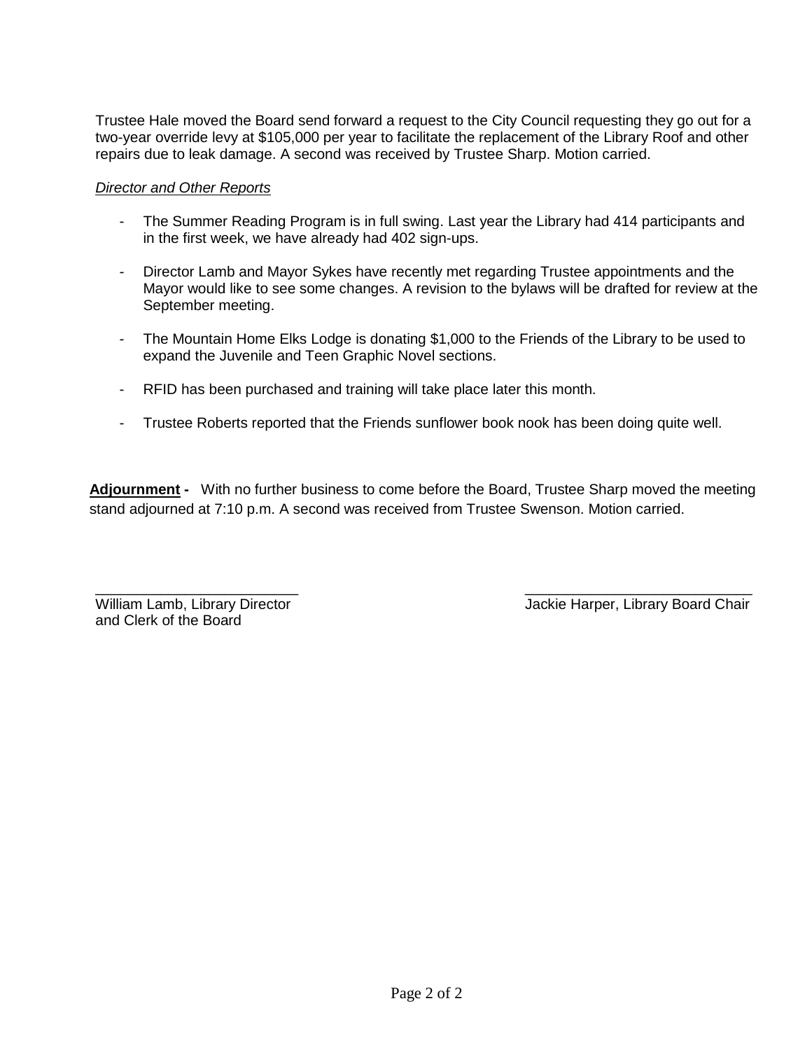Trustee Hale moved the Board send forward a request to the City Council requesting they go out for a two-year override levy at $105,000 per year to facilitate the replacement of the Library Roof and other repairs due to leak damage. A second was received by Trustee Sharp. Motion carried.

*Director and Other Reports*

- The Summer Reading Program is in full swing. Last year the Library had 414 participants and in the first week, we have already had 402 sign-ups.
- Director Lamb and Mayor Sykes have recently met regarding Trustee appointments and the Mayor would like to see some changes. A revision to the bylaws will be drafted for review at the September meeting.
- The Mountain Home Elks Lodge is donating $1,000 to the Friends of the Library to be used to expand the Juvenile and Teen Graphic Novel sections.
- RFID has been purchased and training will take place later this month.
- Trustee Roberts reported that the Friends sunflower book nook has been doing quite well.

**Adjournment -** With no further business to come before the Board, Trustee Sharp moved the meeting stand adjourned at 7:10 p.m. A second was received from Trustee Swenson. Motion carried.

___________________________
William Lamb, Library Director
and Clerk of the Board

___________________________
Jackie Harper, Library Board Chair